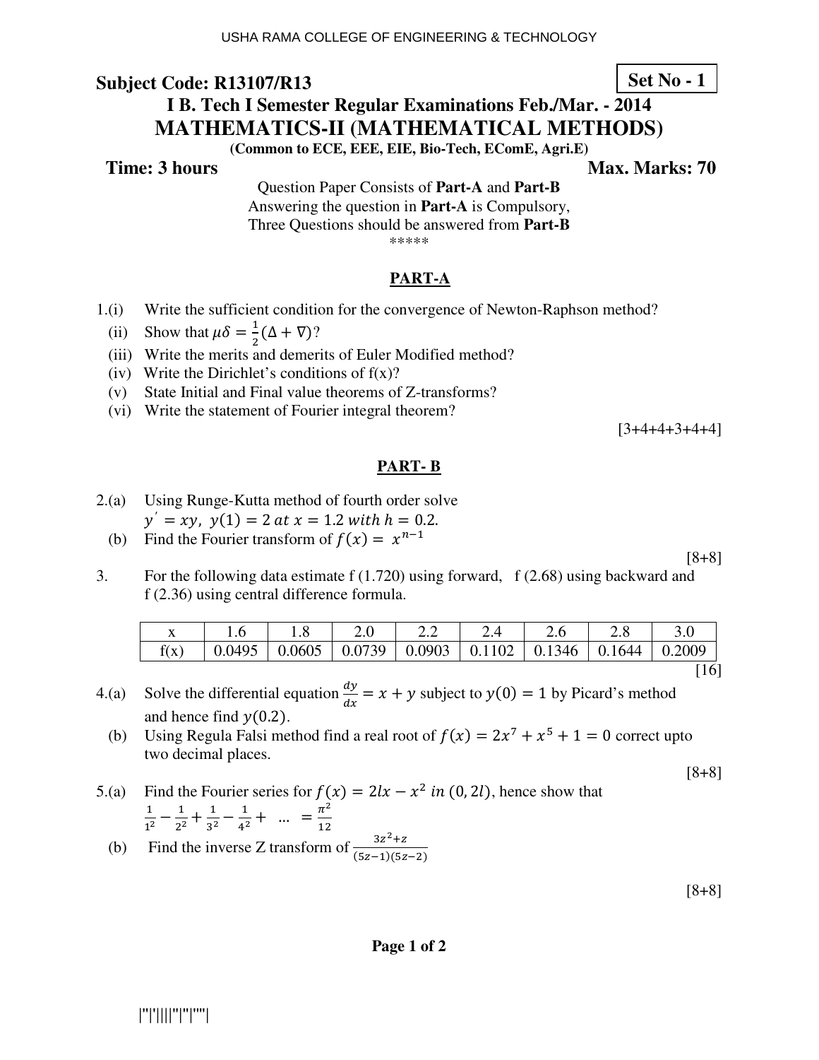USHA RAMA COLLEGE OF ENGINEERING & TECHNOLOGY

**Subject Code: R13107/R13** **Set No - 1**

## I B. Tech I Semester Regular Examinations Feb./Mar. - 2014

## MATHEMATICS-II (MATHEMATICAL METHODS)

**(Common to ECE, EEE, EIE, Bio-Tech, EComE, Agri.E)**

**Time: 3 hours** **Max. Marks: 70**

Question Paper Consists of **Part-A** and **Part-B**
Answering the question in **Part-A** is Compulsory,
Three Questions should be answered from **Part-B**

*****

### PART-A

1.(i) Write the sufficient condition for the convergence of Newton-Raphson method?

(ii) Show that $\mu\delta = \frac{1}{2}(\Delta + \nabla)$?

(iii) Write the merits and demerits of Euler Modified method?

(iv) Write the Dirichlet's conditions of f(x)?

(v) State Initial and Final value theorems of Z-transforms?

(vi) Write the statement of Fourier integral theorem?

[3+4+4+3+4+4]

### PART- B

2.(a) Using Runge-Kutta method of fourth order solve $y' = xy,\ y(1) = 2\ at\ x = 1.2\ with\ h = 0.2.$

(b) Find the Fourier transform of $f(x) = x^{n-1}$

[8+8]

3. For the following data estimate f (1.720) using forward, f (2.68) using backward and f (2.36) using central difference formula.

| x | 1.6 | 1.8 | 2.0 | 2.2 | 2.4 | 2.6 | 2.8 | 3.0 |
|---|---|---|---|---|---|---|---|---|
| f(x) | 0.0495 | 0.0605 | 0.0739 | 0.0903 | 0.1102 | 0.1346 | 0.1644 | 0.2009 |

[16]

4.(a) Solve the differential equation $\frac{dy}{dx} = x + y$ subject to $y(0) = 1$ by Picard's method and hence find $y(0.2)$.

(b) Using Regula Falsi method find a real root of $f(x) = 2x^7 + x^5 + 1 = 0$ correct upto two decimal places.

[8+8]

5.(a) Find the Fourier series for $f(x) = 2lx - x^2\ in\ (0, 2l)$, hence show that $\frac{1}{1^2} - \frac{1}{2^2} + \frac{1}{3^2} - \frac{1}{4^2} + \ \dots\ = \frac{\pi^2}{12}$

(b) Find the inverse Z transform of $\frac{3z^2+z}{(5z-1)(5z-2)}$

[8+8]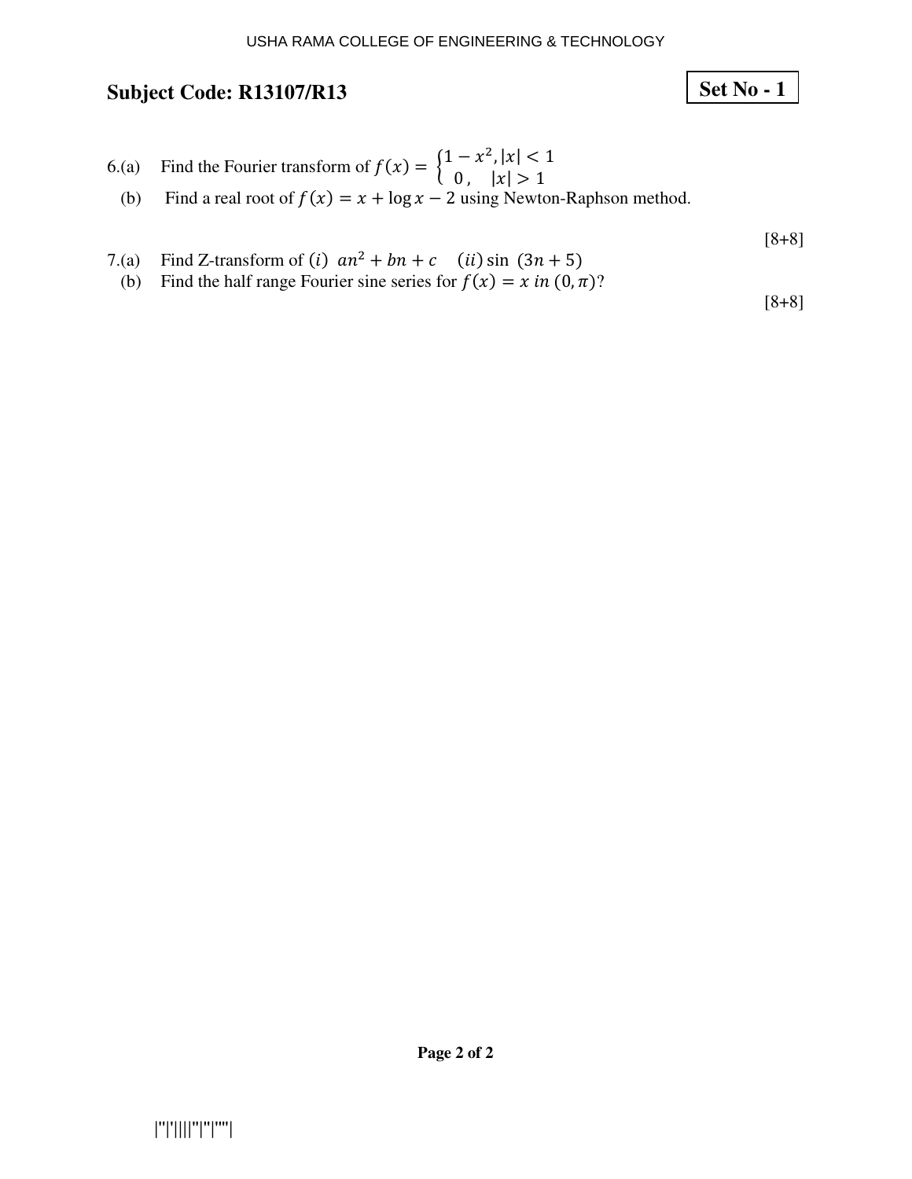**Subject Code: R13107/R13**

**Set No - 1**

6.(a) Find the Fourier transform of $f(x) = \begin{cases} 1 - x^2, |x| < 1 \\ 0, \quad |x| > 1 \end{cases}$

(b) Find a real root of $f(x) = x + \log x - 2$ using Newton-Raphson method.

[8+8]

7.(a) Find Z-transform of $(i)\ an^2 + bn + c \quad (ii) \sin\ (3n + 5)$

(b) Find the half range Fourier sine series for $f(x) = x\ in\ (0, \pi)$?

[8+8]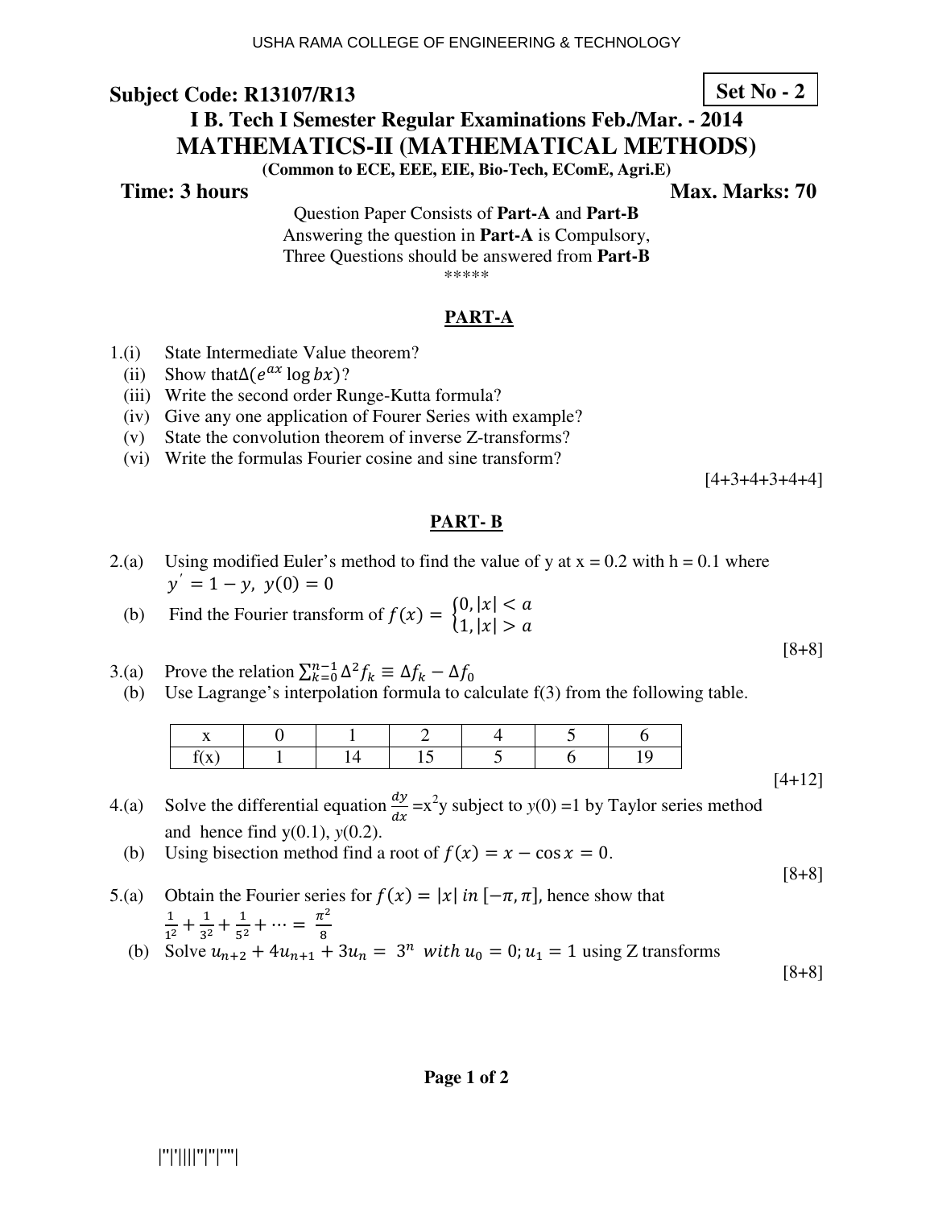**Subject Code: R13107/R13**

**Set No - 2**

## I B. Tech I Semester Regular Examinations Feb./Mar. - 2014

## MATHEMATICS-II (MATHEMATICAL METHODS)

**(Common to ECE, EEE, EIE, Bio-Tech, EComE, Agri.E)**

**Time: 3 hours** **Max. Marks: 70**

Question Paper Consists of **Part-A** and **Part-B**
Answering the question in **Part-A** is Compulsory,
Three Questions should be answered from **Part-B**
\*\*\*\*\*

### PART-A

1.(i) State Intermediate Value theorem?
(ii) Show that $\Delta(e^{ax} \log bx)$?
(iii) Write the second order Runge-Kutta formula?
(iv) Give any one application of Fourer Series with example?
(v) State the convolution theorem of inverse Z-transforms?
(vi) Write the formulas Fourier cosine and sine transform?

[4+3+4+3+4+4]

### PART- B

2.(a) Using modified Euler's method to find the value of y at x = 0.2 with h = 0.1 where $y' = 1 - y,\ y(0) = 0$
(b) Find the Fourier transform of $f(x) = \begin{cases} 0, |x| < a \\ 1, |x| > a \end{cases}$

[8+8]

3.(a) Prove the relation $\sum_{k=0}^{n-1} \Delta^2 f_k \equiv \Delta f_k - \Delta f_0$
(b) Use Lagrange's interpolation formula to calculate f(3) from the following table.

| x | 0 | 1 | 2 | 4 | 5 | 6 |
|---|---|---|---|---|---|---|
| f(x) | 1 | 14 | 15 | 5 | 6 | 19 |

[4+12]

4.(a) Solve the differential equation $\frac{dy}{dx} = x^2y$ subject to $y(0) = 1$ by Taylor series method and hence find y(0.1), $y(0.2)$.
(b) Using bisection method find a root of $f(x) = x - \cos x = 0$.

[8+8]

5.(a) Obtain the Fourier series for $f(x) = |x|\ in\ [-\pi, \pi]$, hence show that $\frac{1}{1^2} + \frac{1}{3^2} + \frac{1}{5^2} + \cdots = \frac{\pi^2}{8}$
(b) Solve $u_{n+2} + 4u_{n+1} + 3u_n = 3^n\ \ with\ u_0 = 0; u_1 = 1$ using Z transforms

[8+8]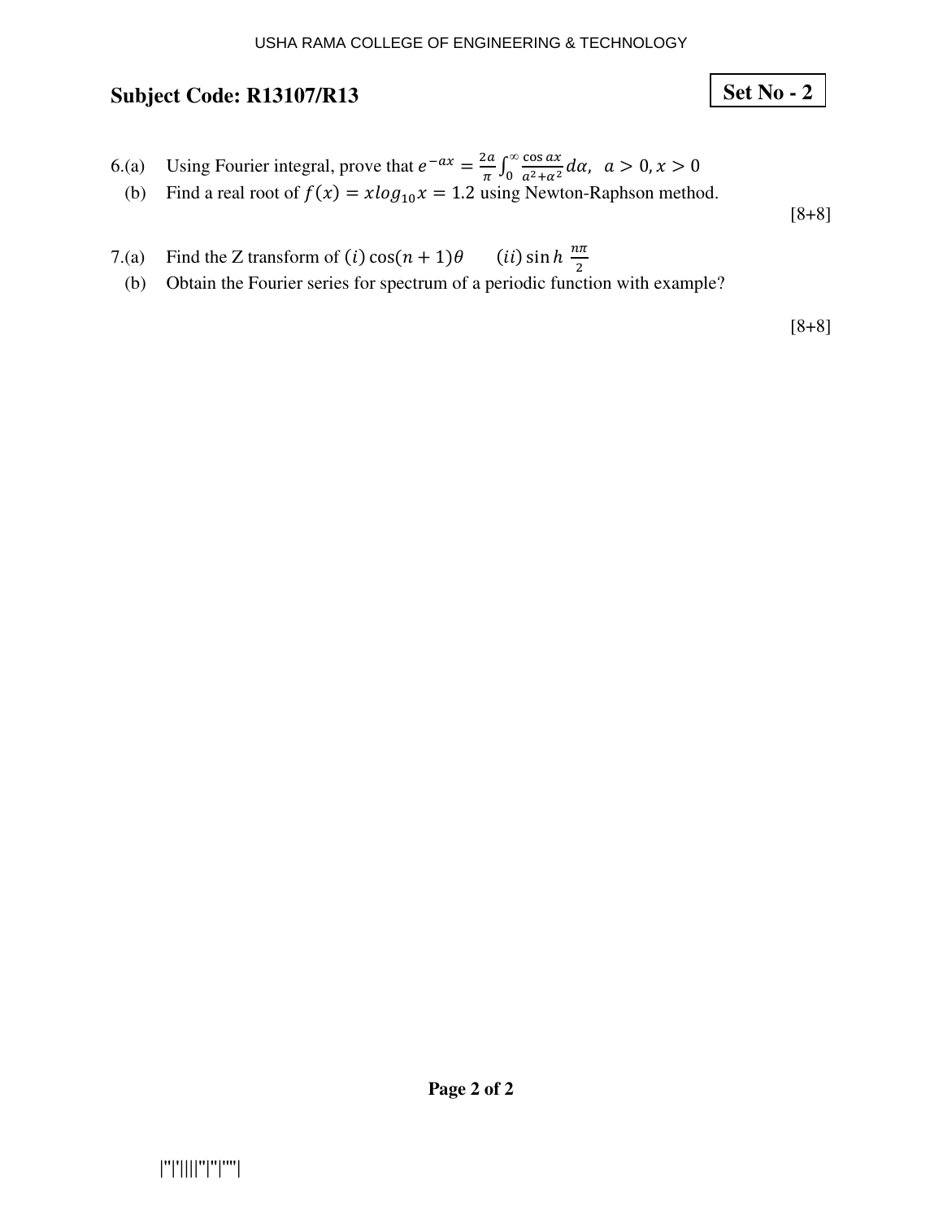**Subject Code: R13107/R13**

**Set No - 2**

6.(a) Using Fourier integral, prove that $e^{-ax} = \frac{2a}{\pi}\int_0^\infty \frac{\cos \alpha x}{a^2+\alpha^2} d\alpha, \;\; a > 0, x > 0$

(b) Find a real root of $f(x) = x log_{10} x = 1.2$ using Newton-Raphson method.

[8+8]

7.(a) Find the Z transform of $(i) \cos(n+1)\theta \qquad (ii) \sin h\, \frac{n\pi}{2}$

(b) Obtain the Fourier series for spectrum of a periodic function with example?

[8+8]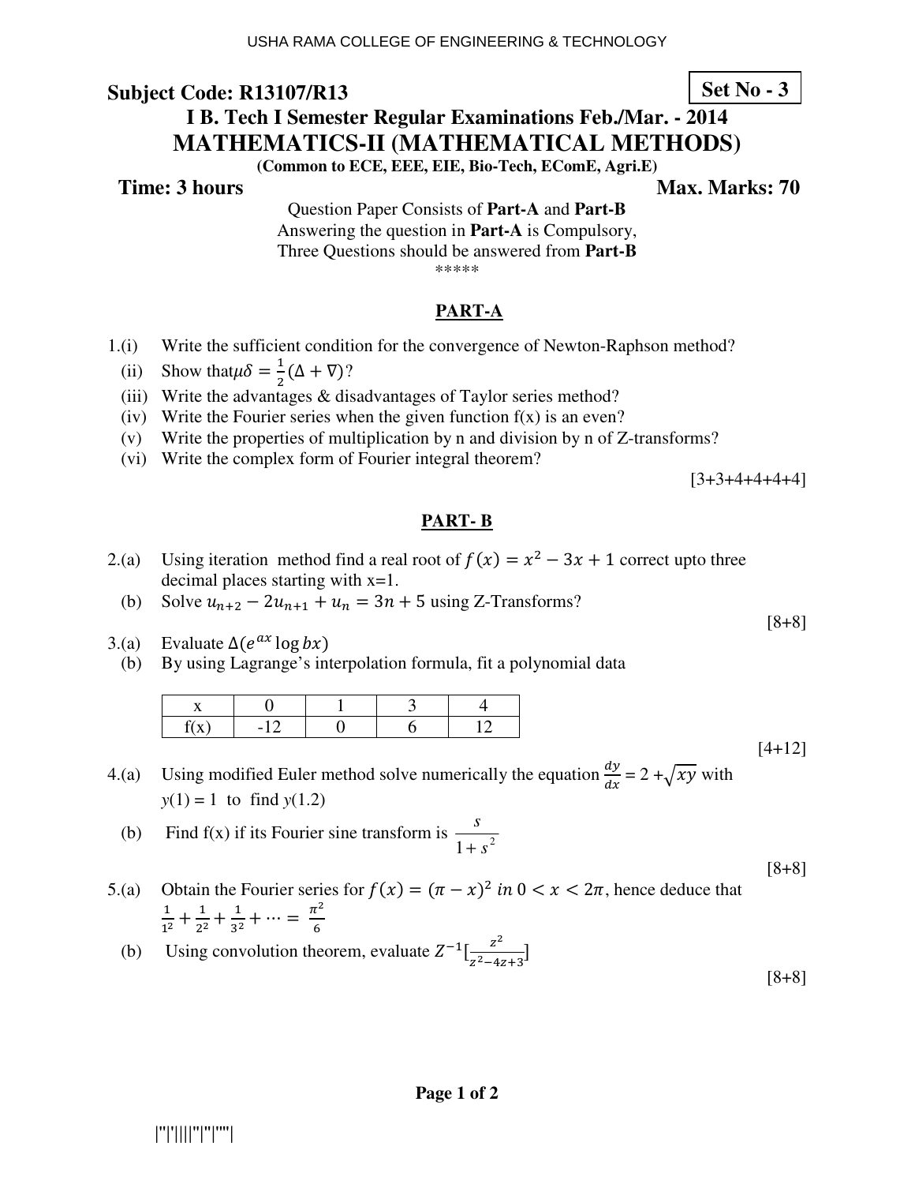USHA RAMA COLLEGE OF ENGINEERING & TECHNOLOGY

**Subject Code: R13107/R13** **Set No - 3**

## I B. Tech I Semester Regular Examinations Feb./Mar. - 2014

# MATHEMATICS-II (MATHEMATICAL METHODS)

**(Common to ECE, EEE, EIE, Bio-Tech, EComE, Agri.E)**

**Time: 3 hours** **Max. Marks: 70**

Question Paper Consists of **Part-A** and **Part-B**
Answering the question in **Part-A** is Compulsory,
Three Questions should be answered from **Part-B**

\*\*\*\*\*

## PART-A

1.(i) Write the sufficient condition for the convergence of Newton-Raphson method?

(ii) Show that $\mu\delta = \frac{1}{2}(\Delta + \nabla)$?

(iii) Write the advantages & disadvantages of Taylor series method?

(iv) Write the Fourier series when the given function f(x) is an even?

(v) Write the properties of multiplication by n and division by n of Z-transforms?

(vi) Write the complex form of Fourier integral theorem?

[3+3+4+4+4+4]

## PART- B

2.(a) Using iteration method find a real root of $f(x) = x^2 - 3x + 1$ correct upto three decimal places starting with x=1.

(b) Solve $u_{n+2} - 2u_{n+1} + u_n = 3n + 5$ using Z-Transforms?

[8+8]

3.(a) Evaluate $\Delta(e^{ax} \log bx)$

(b) By using Lagrange's interpolation formula, fit a polynomial data

| x | 0 | 1 | 3 | 4 |
|---|---|---|---|---|
| f(x) | -12 | 0 | 6 | 12 |

[4+12]

4.(a) Using modified Euler method solve numerically the equation $\frac{dy}{dx} = 2 + \sqrt{xy}$ with $y(1) = 1$ to find $y(1.2)$

(b) Find f(x) if its Fourier sine transform is $\frac{s}{1+s^2}$

[8+8]

5.(a) Obtain the Fourier series for $f(x) = (\pi - x)^2$ $in$ $0 < x < 2\pi$, hence deduce that $\frac{1}{1^2} + \frac{1}{2^2} + \frac{1}{3^2} + \cdots = \frac{\pi^2}{6}$

(b) Using convolution theorem, evaluate $Z^{-1}[\frac{z^2}{z^2-4z+3}]$

[8+8]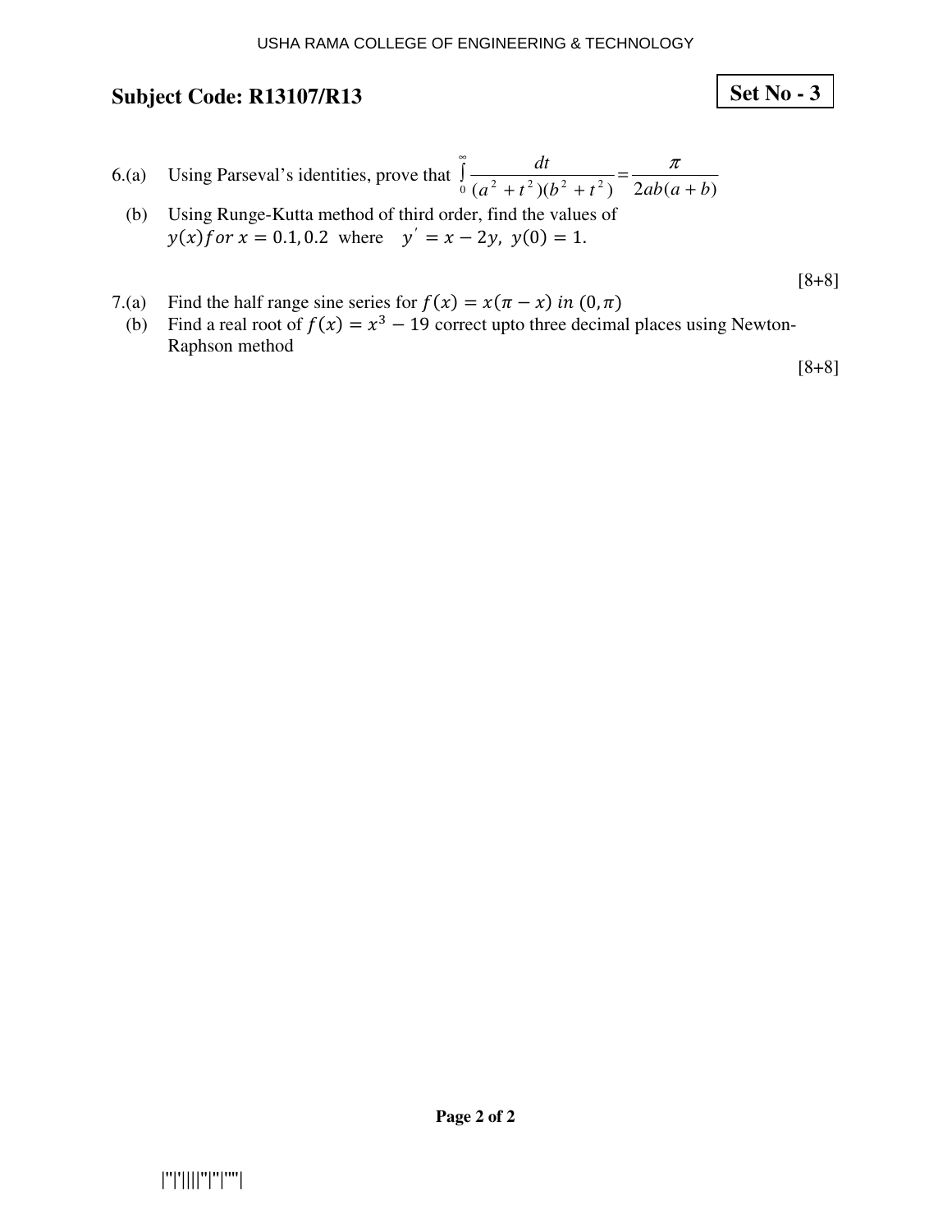## Subject Code: R13107/R13

**Set No - 3**

6.(a) Using Parseval's identities, prove that $\int_0^\infty \frac{dt}{(a^2+t^2)(b^2+t^2)} = \frac{\pi}{2ab(a+b)}$

(b) Using Runge-Kutta method of third order, find the values of $y(x)$ *for* $x = 0.1, 0.2$ where $y' = x - 2y,\ y(0) = 1.$

[8+8]

7.(a) Find the half range sine series for $f(x) = x(\pi - x)$ *in* $(0, \pi)$

(b) Find a real root of $f(x) = x^3 - 19$ correct upto three decimal places using Newton-Raphson method

[8+8]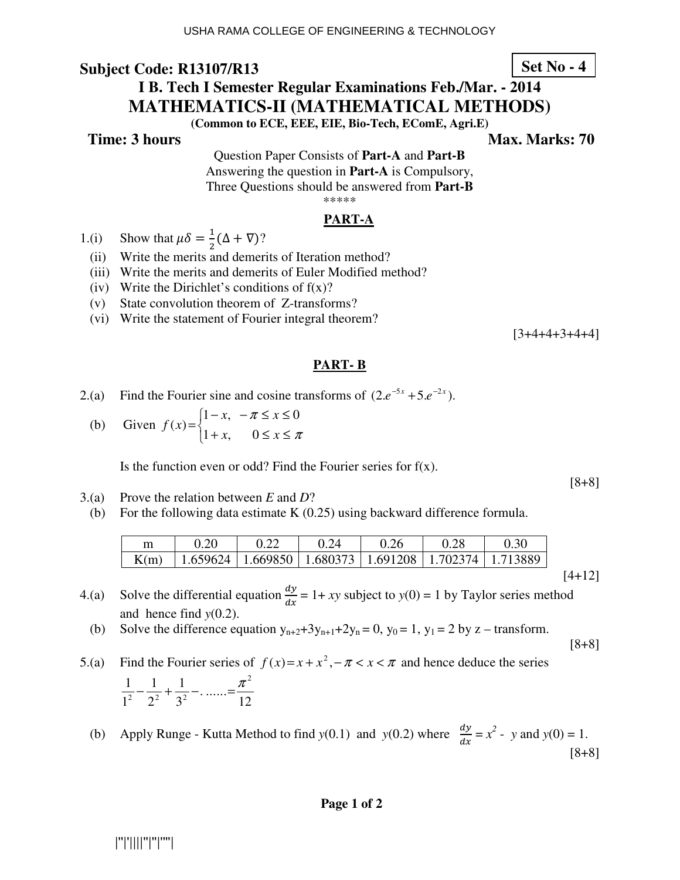**Subject Code: R13107/R13** **Set No - 4**

## I B. Tech I Semester Regular Examinations Feb./Mar. - 2014

# MATHEMATICS-II (MATHEMATICAL METHODS)

**(Common to ECE, EEE, EIE, Bio-Tech, EComE, Agri.E)**

**Time: 3 hours** **Max. Marks: 70**

Question Paper Consists of **Part-A** and **Part-B**
Answering the question in **Part-A** is Compulsory,
Three Questions should be answered from **Part-B**

*****

## PART-A

1.(i) Show that $\mu\delta = \frac{1}{2}(\Delta + \nabla)$?

(ii) Write the merits and demerits of Iteration method?

(iii) Write the merits and demerits of Euler Modified method?

(iv) Write the Dirichlet's conditions of f(x)?

(v) State convolution theorem of Z-transforms?

(vi) Write the statement of Fourier integral theorem?

[3+4+4+3+4+4]

## PART- B

2.(a) Find the Fourier sine and cosine transforms of $(2.e^{-5x} + 5.e^{-2x})$.

(b) Given $f(x) = \begin{cases} 1-x, & -\pi \le x \le 0 \\ 1+x, & 0 \le x \le \pi \end{cases}$

Is the function even or odd? Find the Fourier series for f(x).

[8+8]

3.(a) Prove the relation between *E* and *D*?

(b) For the following data estimate K (0.25) using backward difference formula.

| m | 0.20 | 0.22 | 0.24 | 0.26 | 0.28 | 0.30 |
|---|---|---|---|---|---|---|
| K(m) | 1.659624 | 1.669850 | 1.680373 | 1.691208 | 1.702374 | 1.713889 |

[4+12]

4.(a) Solve the differential equation $\frac{dy}{dx} = 1 + xy$ subject to $y(0) = 1$ by Taylor series method and hence find $y(0.2)$.

(b) Solve the difference equation $y_{n+2}+3y_{n+1}+2y_n = 0$, $y_0 = 1$, $y_1 = 2$ by z – transform.

[8+8]

5.(a) Find the Fourier series of $f(x) = x + x^2, -\pi < x < \pi$ and hence deduce the series

$$\frac{1}{1^2} - \frac{1}{2^2} + \frac{1}{3^2} - \ldots\ldots = \frac{\pi^2}{12}$$

(b) Apply Runge - Kutta Method to find $y(0.1)$ and $y(0.2)$ where $\frac{dy}{dx} = x^2 - y$ and $y(0) = 1$.

[8+8]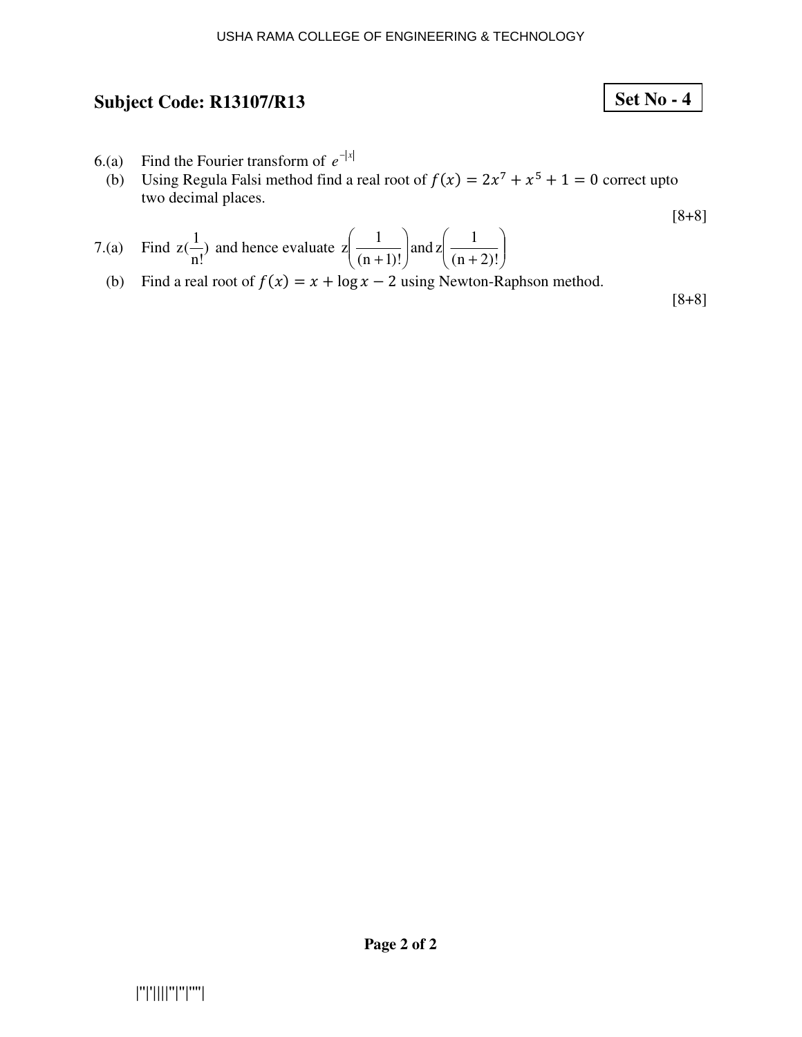**Subject Code: R13107/R13**

**Set No - 4**

6.(a) Find the Fourier transform of $e^{-|x|}$

(b) Using Regula Falsi method find a real root of $f(x) = 2x^7 + x^5 + 1 = 0$ correct upto two decimal places.

[8+8]

7.(a) Find $z(\frac{1}{n!})$ and hence evaluate $z\left(\frac{1}{(n+1)!}\right)$ and $z\left(\frac{1}{(n+2)!}\right)$

(b) Find a real root of $f(x) = x + \log x - 2$ using Newton-Raphson method.

[8+8]